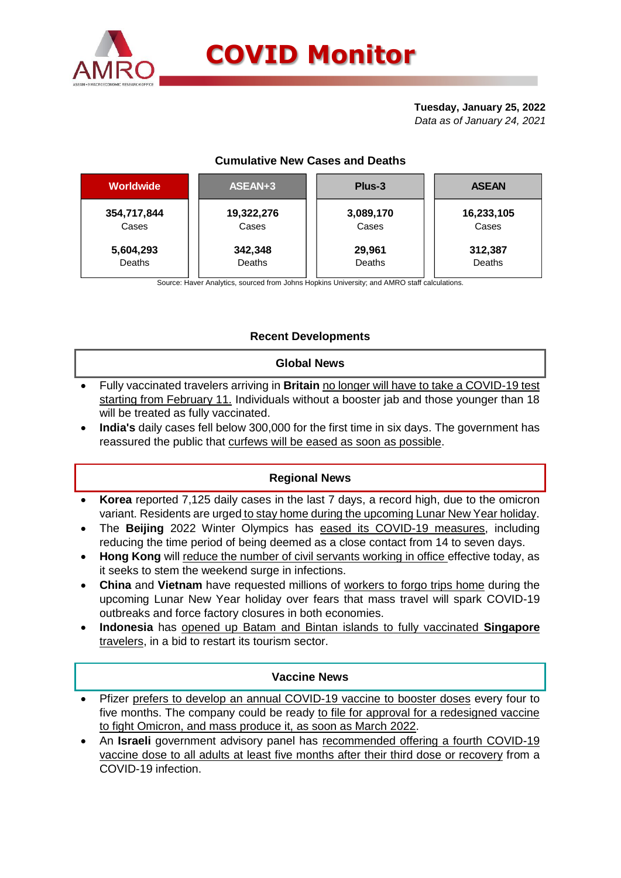# COVID Monitor

**Tuesday, January 25, 2022**
*Data as of January 24, 2021*

### Cumulative New Cases and Deaths

| Worldwide | ASEAN+3 | Plus-3 | ASEAN |
|---|---|---|---|
| **354,717,844** Cases | **19,322,276** Cases | **3,089,170** Cases | **16,233,105** Cases |
| **5,604,293** Deaths | **342,348** Deaths | **29,961** Deaths | **312,387** Deaths |

Source: Haver Analytics, sourced from Johns Hopkins University; and AMRO staff calculations.

## Recent Developments

### Global News

- Fully vaccinated travelers arriving in **Britain** no longer will have to take a COVID-19 test starting from February 11. Individuals without a booster jab and those younger than 18 will be treated as fully vaccinated.
- **India's** daily cases fell below 300,000 for the first time in six days. The government has reassured the public that curfews will be eased as soon as possible.

### Regional News

- **Korea** reported 7,125 daily cases in the last 7 days, a record high, due to the omicron variant. Residents are urged to stay home during the upcoming Lunar New Year holiday.
- The **Beijing** 2022 Winter Olympics has eased its COVID-19 measures, including reducing the time period of being deemed as a close contact from 14 to seven days.
- **Hong Kong** will reduce the number of civil servants working in office effective today, as it seeks to stem the weekend surge in infections.
- **China** and **Vietnam** have requested millions of workers to forgo trips home during the upcoming Lunar New Year holiday over fears that mass travel will spark COVID-19 outbreaks and force factory closures in both economies.
- **Indonesia** has opened up Batam and Bintan islands to fully vaccinated **Singapore** travelers, in a bid to restart its tourism sector.

### Vaccine News

- Pfizer prefers to develop an annual COVID-19 vaccine to booster doses every four to five months. The company could be ready to file for approval for a redesigned vaccine to fight Omicron, and mass produce it, as soon as March 2022.
- An **Israeli** government expert advisory panel has recommended offering a fourth COVID-19 vaccine dose to all adults at least five months after their third dose or recovery from a COVID-19 infection.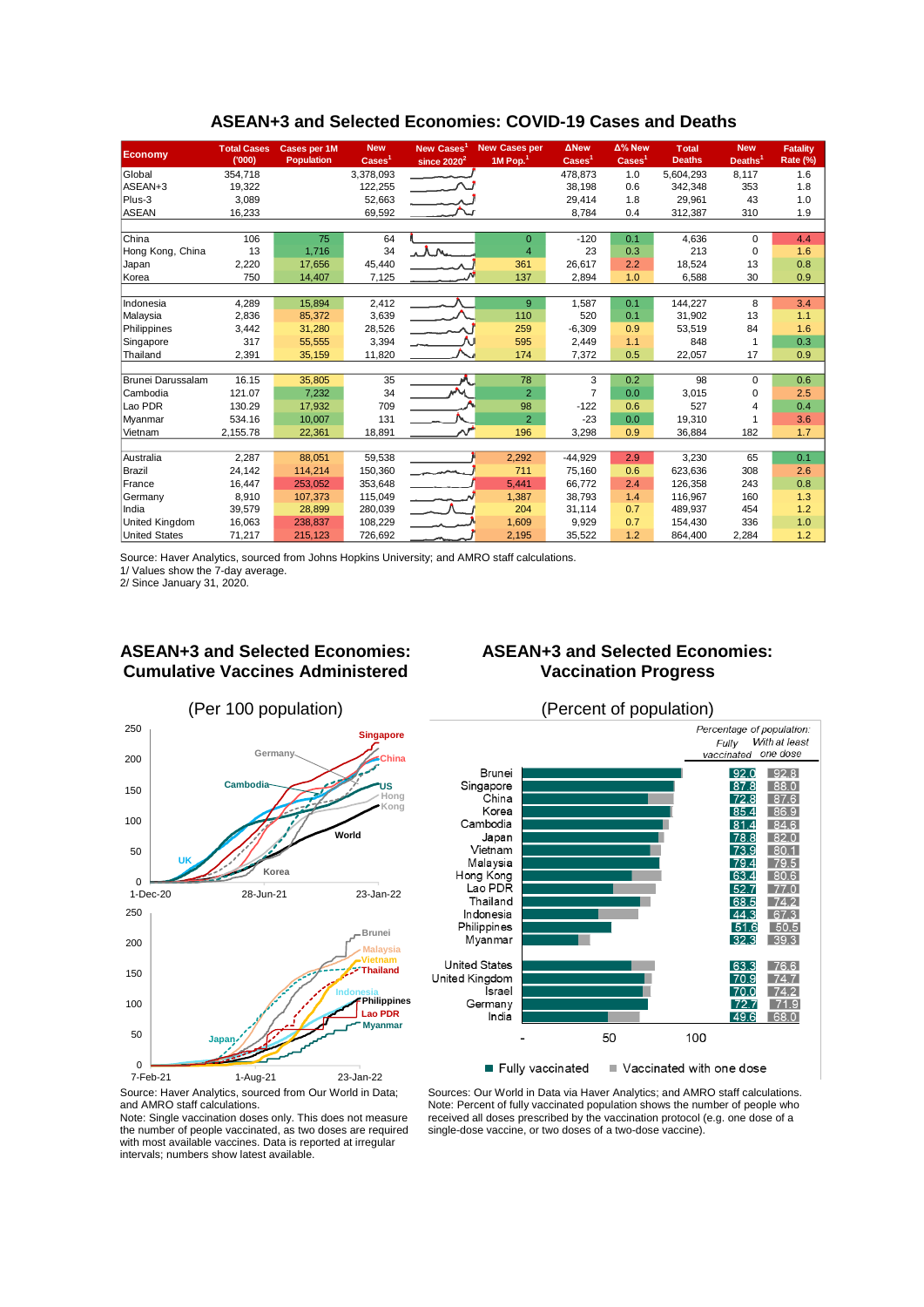## ASEAN+3 and Selected Economies: COVID-19 Cases and Deaths

| Economy | Total Cases ('000) | Cases per 1M Population | New Cases[1] | New Cases[1] since 2020[2] | New Cases per 1M Pop.[1] | ΔNew Cases[1] | Δ% New Cases[1] | Total Deaths | New Deaths[1] | Fatality Rate (%) |
|---|---|---|---|---|---|---|---|---|---|---|
| Global | 354,718 | | 3,378,093 | | | 478,873 | 1.0 | 5,604,293 | 8,117 | 1.6 |
| ASEAN+3 | 19,322 | | 122,255 | | | 38,198 | 0.6 | 342,348 | 353 | 1.8 |
| Plus-3 | 3,089 | | 52,663 | | | 29,414 | 1.8 | 29,961 | 43 | 1.0 |
| ASEAN | 16,233 | | 69,592 | | | 8,784 | 0.4 | 312,387 | 310 | 1.9 |
| | | | | | | | | | | |
| China | 106 | 75 | 64 | | 0 | -120 | 0.1 | 4,636 | 0 | 4.4 |
| Hong Kong, China | 13 | 1,716 | 34 | | 4 | 23 | 0.3 | 213 | 0 | 1.6 |
| Japan | 2,220 | 17,656 | 45,440 | | 361 | 26,617 | 2.2 | 18,524 | 13 | 0.8 |
| Korea | 750 | 14,407 | 7,125 | | 137 | 2,894 | 1.0 | 6,588 | 30 | 0.9 |
| | | | | | | | | | | |
| Indonesia | 4,289 | 15,894 | 2,412 | | 9 | 1,587 | 0.1 | 144,227 | 8 | 3.4 |
| Malaysia | 2,836 | 85,372 | 3,639 | | 110 | 520 | 0.1 | 31,902 | 13 | 1.1 |
| Philippines | 3,442 | 31,280 | 28,526 | | 259 | -6,309 | 0.9 | 53,519 | 84 | 1.6 |
| Singapore | 317 | 55,555 | 3,394 | | 595 | 2,449 | 1.1 | 848 | 1 | 0.3 |
| Thailand | 2,391 | 35,159 | 11,820 | | 174 | 7,372 | 0.5 | 22,057 | 17 | 0.9 |
| | | | | | | | | | | |
| Brunei Darussalam | 16.15 | 35,805 | 35 | | 78 | 3 | 0.2 | 98 | 0 | 0.6 |
| Cambodia | 121.07 | 7,232 | 34 | | 2 | 7 | 0.0 | 3,015 | 0 | 2.5 |
| Lao PDR | 130.29 | 17,932 | 709 | | 98 | -122 | 0.6 | 527 | 4 | 0.4 |
| Myanmar | 534.16 | 10,007 | 131 | | 2 | -23 | 0.0 | 19,310 | 1 | 3.6 |
| Vietnam | 2,155.78 | 22,361 | 18,891 | | 196 | 3,298 | 0.9 | 36,884 | 182 | 1.7 |
| | | | | | | | | | | |
| Australia | 2,287 | 88,051 | 59,538 | | 2,292 | -44,929 | 2.9 | 3,230 | 65 | 0.1 |
| Brazil | 24,142 | 114,214 | 150,360 | | 711 | 75,160 | 0.6 | 623,636 | 308 | 2.6 |
| France | 16,447 | 253,052 | 353,648 | | 5,441 | 66,772 | 2.4 | 126,358 | 243 | 0.8 |
| Germany | 8,910 | 107,373 | 115,049 | | 1,387 | 38,793 | 1.4 | 116,967 | 160 | 1.3 |
| India | 39,579 | 28,899 | 280,039 | | 204 | 31,114 | 0.7 | 489,937 | 454 | 1.2 |
| United Kingdom | 16,063 | 238,837 | 108,229 | | 1,609 | 9,929 | 0.7 | 154,430 | 336 | 1.0 |
| United States | 71,217 | 215,123 | 726,692 | | 2,195 | 35,522 | 1.2 | 864,400 | 2,284 | 1.2 |

Source: Haver Analytics, sourced from Johns Hopkins University; and AMRO staff calculations.
1/ Values show the 7-day average.
2/ Since January 31, 2020.

## ASEAN+3 and Selected Economies: Cumulative Vaccines Administered

(Per 100 population)

250
200
150
100
50
0
1-Dec-20 28-Jun-21 23-Jan-22

Singapore
Germany
China
Cambodia
US
Hong Kong
World
UK
Korea

250
200
150
100
50
0
7-Feb-21 1-Aug-21 23-Jan-22

Brunei
Malaysia
Vietnam
Thailand
Indonesia
Philippines
Lao PDR
Myanmar
Japan

Source: Haver Analytics, sourced from Our World in Data; and AMRO staff calculations.
Note: Single vaccination doses only. This does not measure the number of people vaccinated, as two doses are required with most available vaccines. Data is reported at irregular intervals; numbers show latest available.

## ASEAN+3 and Selected Economies: Vaccination Progress

(Percent of population)

*Percentage of population:* *Fully vaccinated* *With at least one dose*

Brunei 92.0 92.8
Singapore 87.8 88.0
China 72.8 87.6
Korea 85.4 86.9
Cambodia 81.4 84.6
Japan 78.8 82.0
Vietnam 73.9 80.1
Malaysia 79.4 79.5
Hong Kong 63.4 80.6
Lao PDR 52.7 77.0
Thailand 68.5 74.2
Indonesia 44.3 67.3
Philippines 51.6 50.5
Myanmar 32.3 39.3

United States 63.3 76.6
United Kingdom 70.9 74.7
Israel 70.0 74.2
Germany 72.7 71.9
India 49.6 68.0

- 50 100

Fully vaccinated
Vaccinated with one dose

Sources: Our World in Data via Haver Analytics; and AMRO staff calculations.
Note: Percent of fully vaccinated population shows the number of people who received all doses prescribed by the vaccination protocol (e.g. one dose of a single-dose vaccine, or two doses of a two-dose vaccine).